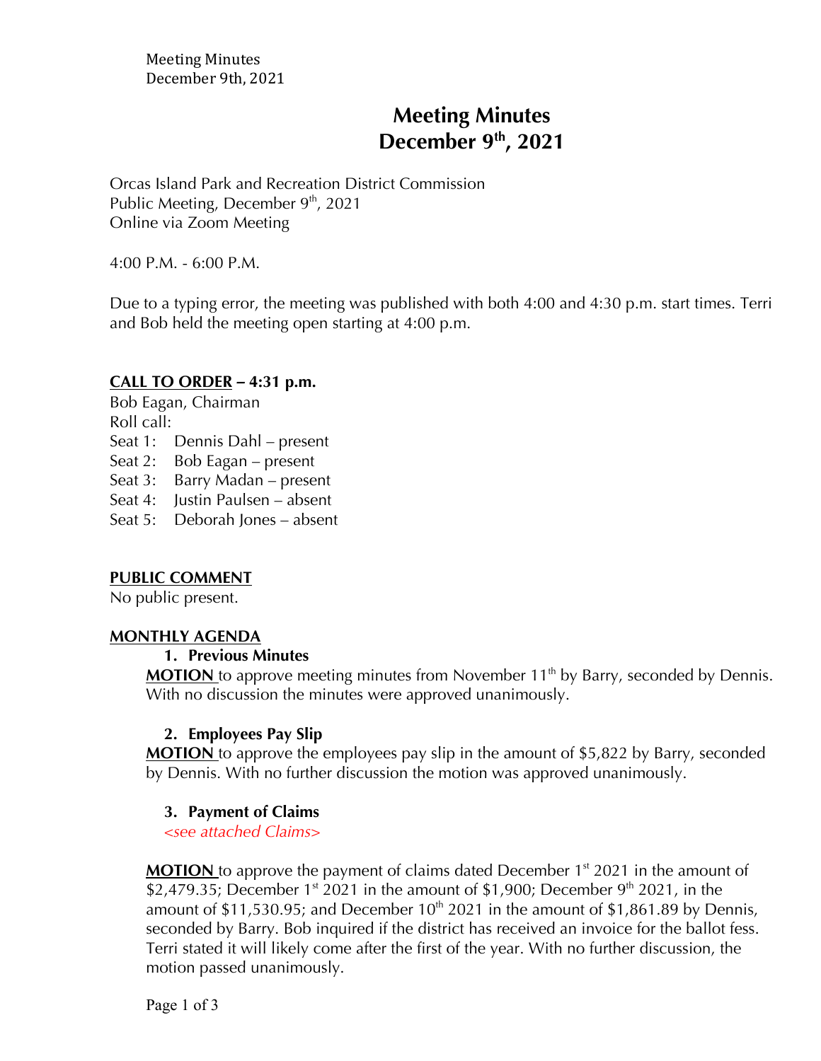# Meeting Minutes
# December 9th, 2021

Orcas Island Park and Recreation District Commission
Public Meeting, December 9th, 2021
Online via Zoom Meeting

4:00 P.M. - 6:00 P.M.

Due to a typing error, the meeting was published with both 4:00 and 4:30 p.m. start times. Terri and Bob held the meeting open starting at 4:00 p.m.

**CALL TO ORDER – 4:31 p.m.**

Bob Eagan, Chairman
Roll call:
Seat 1: Dennis Dahl – present
Seat 2: Bob Eagan – present
Seat 3: Barry Madan – present
Seat 4: Justin Paulsen – absent
Seat 5: Deborah Jones – absent

**PUBLIC COMMENT**

No public present.

**MONTHLY AGENDA**

1. **Previous Minutes**

**MOTION** to approve meeting minutes from November 11th by Barry, seconded by Dennis. With no discussion the minutes were approved unanimously.

2. **Employees Pay Slip**

**MOTION** to approve the employees pay slip in the amount of $5,822 by Barry, seconded by Dennis. With no further discussion the motion was approved unanimously.

3. **Payment of Claims**

*<see attached Claims>*

**MOTION** to approve the payment of claims dated December 1st 2021 in the amount of $2,479.35; December 1st 2021 in the amount of $1,900; December 9th 2021, in the amount of $11,530.95; and December 10th 2021 in the amount of $1,861.89 by Dennis, seconded by Barry. Bob inquired if the district has received an invoice for the ballot fess. Terri stated it will likely come after the first of the year. With no further discussion, the motion passed unanimously.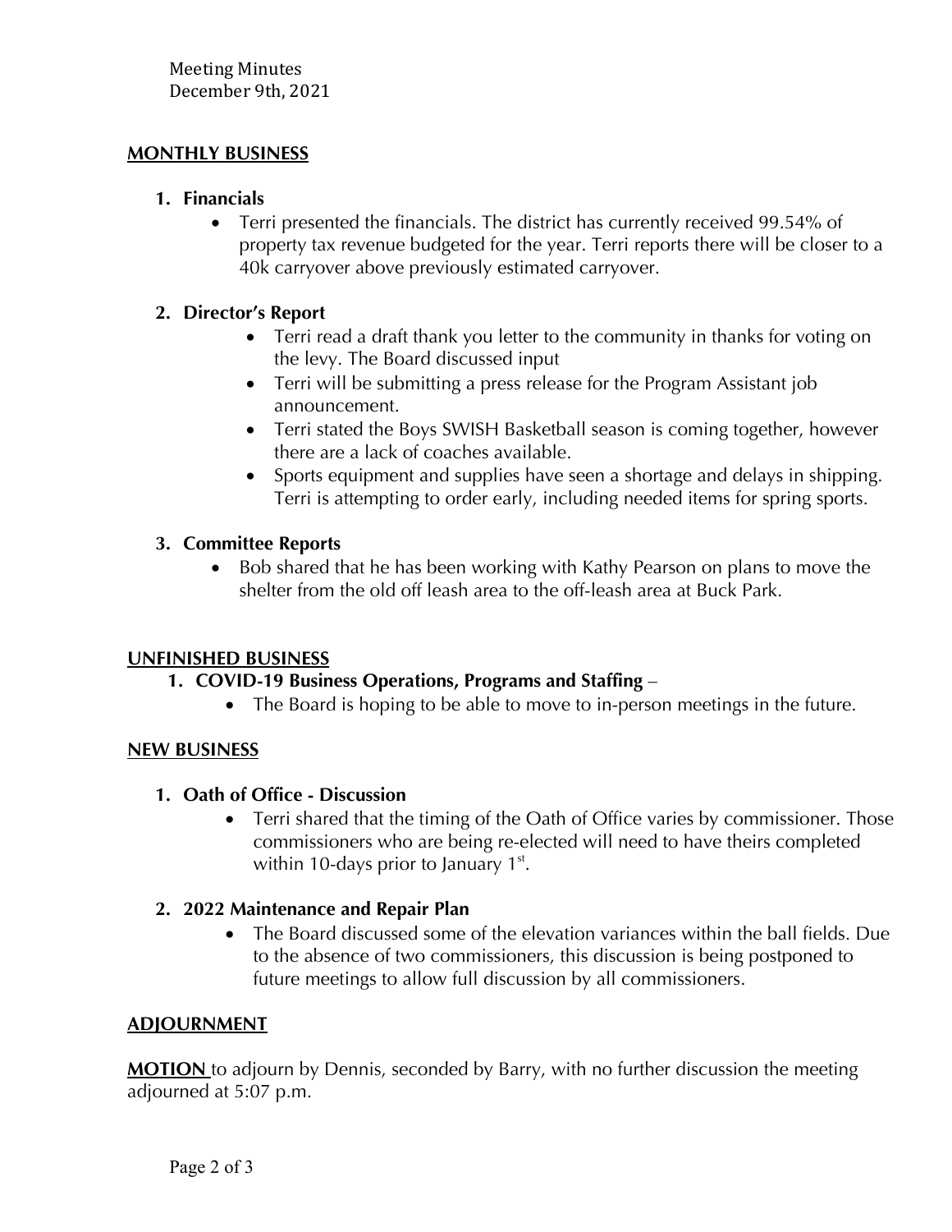Meeting Minutes
December 9th, 2021

## MONTHLY BUSINESS

1. **Financials**
   - Terri presented the financials. The district has currently received 99.54% of property tax revenue budgeted for the year. Terri reports there will be closer to a 40k carryover above previously estimated carryover.

2. **Director's Report**
   - Terri read a draft thank you letter to the community in thanks for voting on the levy. The Board discussed input
   - Terri will be submitting a press release for the Program Assistant job announcement.
   - Terri stated the Boys SWISH Basketball season is coming together, however there are a lack of coaches available.
   - Sports equipment and supplies have seen a shortage and delays in shipping. Terri is attempting to order early, including needed items for spring sports.

3. **Committee Reports**
   - Bob shared that he has been working with Kathy Pearson on plans to move the shelter from the old off leash area to the off-leash area at Buck Park.

## UNFINISHED BUSINESS

1. **COVID-19 Business Operations, Programs and Staffing** –
   - The Board is hoping to be able to move to in-person meetings in the future.

## NEW BUSINESS

1. **Oath of Office - Discussion**
   - Terri shared that the timing of the Oath of Office varies by commissioner. Those commissioners who are being re-elected will need to have theirs completed within 10-days prior to January 1st.

2. **2022 Maintenance and Repair Plan**
   - The Board discussed some of the elevation variances within the ball fields. Due to the absence of two commissioners, this discussion is being postponed to future meetings to allow full discussion by all commissioners.

## ADJOURNMENT

**MOTION** to adjourn by Dennis, seconded by Barry, with no further discussion the meeting adjourned at 5:07 p.m.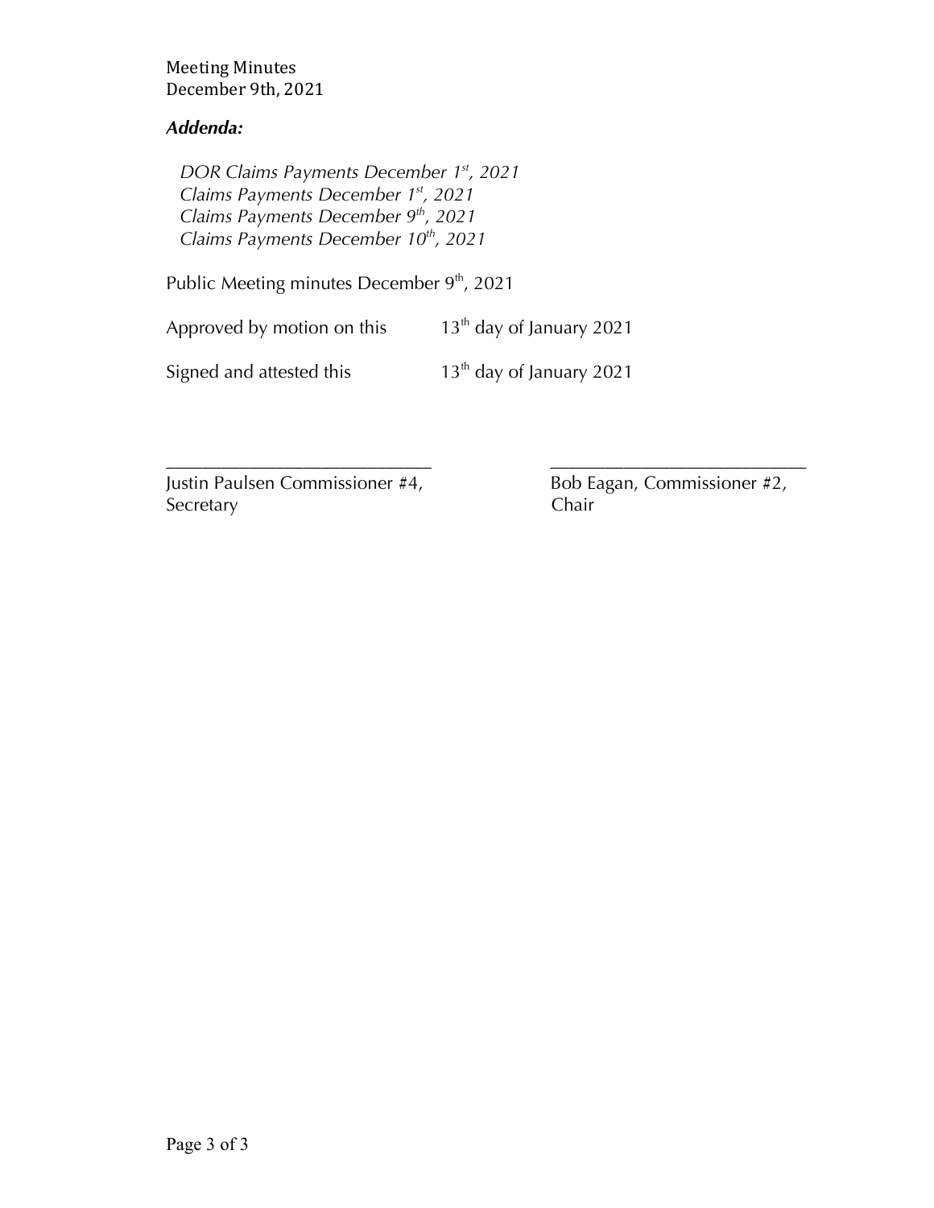Meeting Minutes
December 9th, 2021

***Addenda:***

*DOR Claims Payments December 1st, 2021*
*Claims Payments December 1st, 2021*
*Claims Payments December 9th, 2021*
*Claims Payments December 10th, 2021*

Public Meeting minutes December 9th, 2021

Approved by motion on this 13th day of January 2021

Signed and attested this 13th day of January 2021

\_\_\_\_\_\_\_\_\_\_\_\_\_\_\_\_\_\_\_\_\_\_\_\_\_\_\_\_
Justin Paulsen Commissioner #4,
Secretary

\_\_\_\_\_\_\_\_\_\_\_\_\_\_\_\_\_\_\_\_\_\_\_\_\_\_\_\_
Bob Eagan, Commissioner #2,
Chair